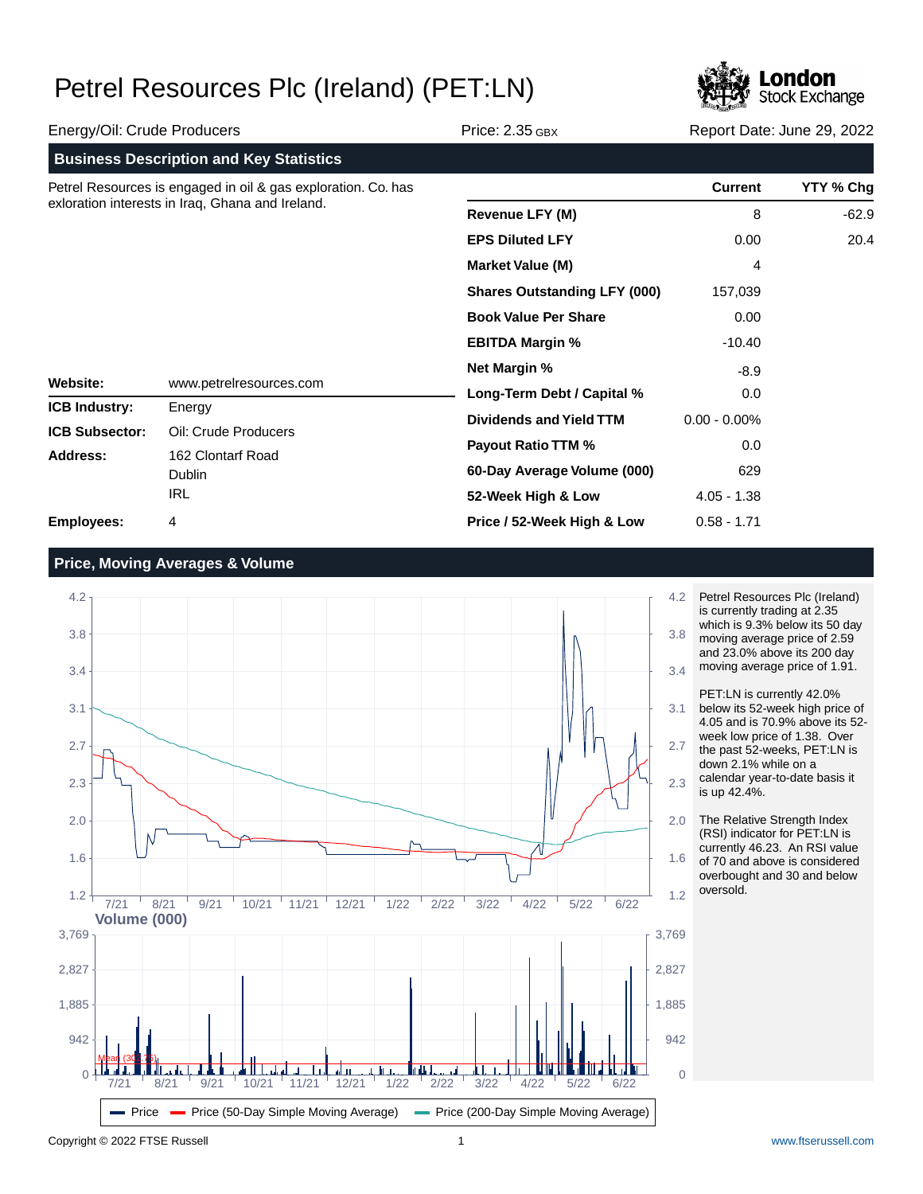// Petrel Resources Plc (Ireland) (PET:LN)

London Stock Exchange

Energy/Oil: Crude Producers | Price: 2.35 GBX | Report Date: June 29, 2022

## Business Description and Key Statistics

Petrel Resources is engaged in oil & gas exploration. Co. has exloration interests in Iraq, Ghana and Ireland.

| | Current | YTY % Chg |
|---|---|---|
| **Revenue LFY (M)** | 8 | -62.9 |
| **EPS Diluted LFY** | 0.00 | 20.4 |
| **Market Value (M)** | 4 | |
| **Shares Outstanding LFY (000)** | 157,039 | |
| **Book Value Per Share** | 0.00 | |
| **EBITDA Margin %** | -10.40 | |
| **Net Margin %** | -8.9 | |
| **Long-Term Debt / Capital %** | 0.0 | |
| **Dividends and Yield TTM** | 0.00 - 0.00% | |
| **Payout Ratio TTM %** | 0.0 | |
| **60-Day Average Volume (000)** | 629 | |
| **52-Week High & Low** | 4.05 - 1.38 | |
| **Price / 52-Week High & Low** | 0.58 - 1.71 | |

| | |
|---|---|
| **Website:** | www.petrelresources.com |
| **ICB Industry:** | Energy |
| **ICB Subsector:** | Oil: Crude Producers |
| **Address:** | 162 Clontarf Road<br>Dublin<br>IRL |
| **Employees:** | 4 |

## Price, Moving Averages & Volume

4.2
3.8
3.4
3.1
2.7
2.3
2.0
1.6
1.2
7/21 8/21 9/21 10/21 11/21 12/21 1/22 2/22 3/22 4/22 5/22 6/22

Volume (000)

3,769
2,827
1,885
942
0
Mean (30... )
7/21 8/21 9/21 10/21 11/21 12/21 1/22 2/22 3/22 4/22 5/22 6/22

Price | Price (50-Day Simple Moving Average) | Price (200-Day Simple Moving Average)

Petrel Resources Plc (Ireland) is currently trading at 2.35 which is 9.3% below its 50 day moving average price of 2.59 and 23.0% above its 200 day moving average price of 1.91.

PET:LN is currently 42.0% below its 52-week high price of 4.05 and is 70.9% above its 52-week low price of 1.38. Over the past 52-weeks, PET:LN is down 2.1% while on a calendar year-to-date basis it is up 42.4%.

The Relative Strength Index (RSI) indicator for PET:LN is currently 46.23. An RSI value of 70 and above is considered overbought and 30 and below oversold.

Copyright © 2022 FTSE Russell

www.ftserussell.com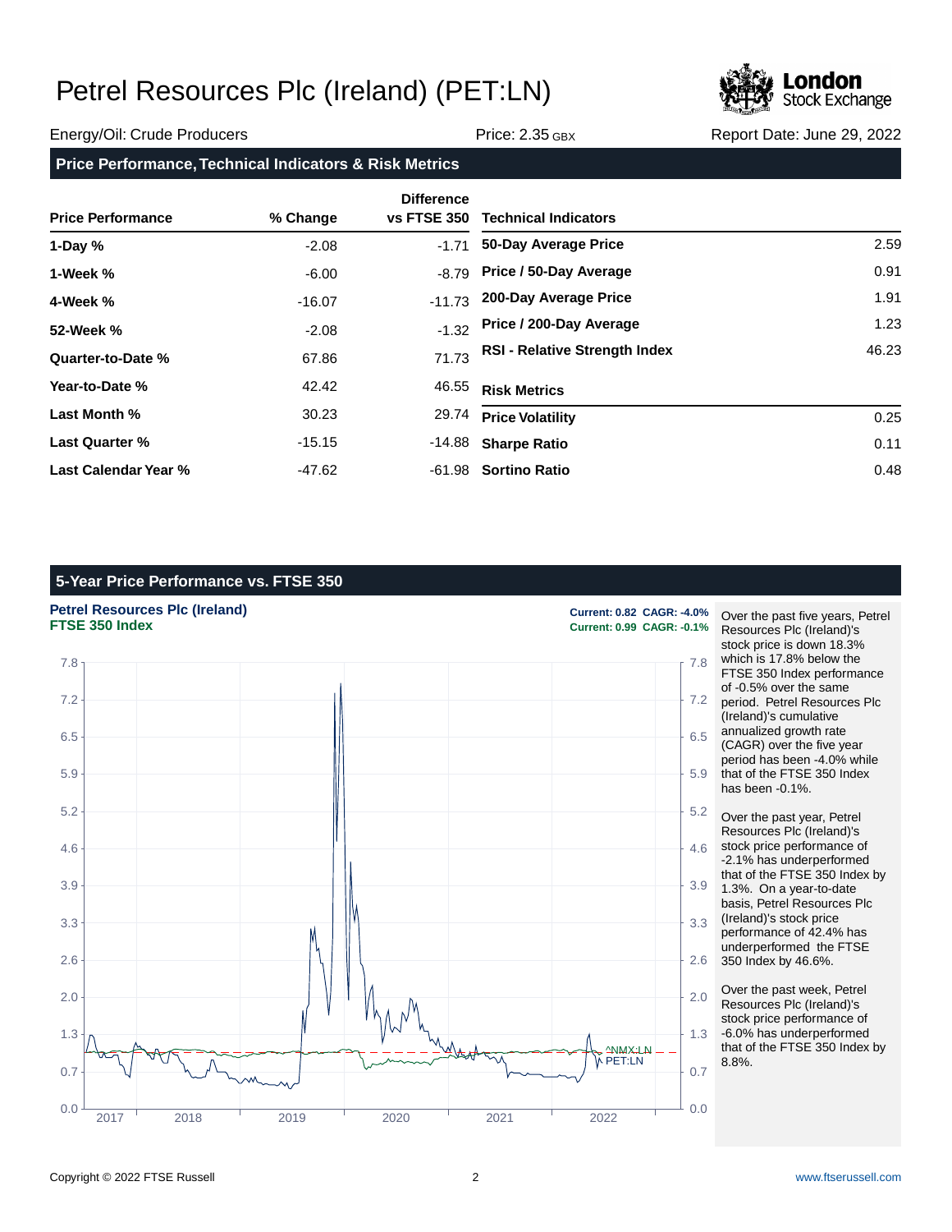# Petrel Resources Plc (Ireland) (PET:LN)

Energy/Oil: Crude Producers | Price: 2.35 GBX | Report Date: June 29, 2022

## Price Performance, Technical Indicators & Risk Metrics

| Price Performance | % Change | Difference vs FTSE 350 |
|---|---|---|
| 1-Day % | -2.08 | -1.71 |
| 1-Week % | -6.00 | -8.79 |
| 4-Week % | -16.07 | -11.73 |
| 52-Week % | -2.08 | -1.32 |
| Quarter-to-Date % | 67.86 | 71.73 |
| Year-to-Date % | 42.42 | 46.55 |
| Last Month % | 30.23 | 29.74 |
| Last Quarter % | -15.15 | -14.88 |
| Last Calendar Year % | -47.62 | -61.98 |

| Technical Indicators | |
|---|---|
| 50-Day Average Price | 2.59 |
| Price / 50-Day Average | 0.91 |
| 200-Day Average Price | 1.91 |
| Price / 200-Day Average | 1.23 |
| RSI - Relative Strength Index | 46.23 |

| Risk Metrics | |
|---|---|
| Price Volatility | 0.25 |
| Sharpe Ratio | 0.11 |
| Sortino Ratio | 0.48 |

## 5-Year Price Performance vs. FTSE 350

Petrel Resources Plc (Ireland) — Current: 0.82 CAGR: -4.0%
FTSE 350 Index — Current: 0.99 CAGR: -0.1%

7.8
7.2
6.5
5.9
5.2
4.6
3.9
3.3
2.6
2.0
1.3
0.7
0.0

2017 2018 2019 2020 2021 2022

^NMX:LN
PET:LN

Over the past five years, Petrel Resources Plc (Ireland)'s stock price is down 18.3% which is 17.8% below the FTSE 350 Index performance of -0.5% over the same period. Petrel Resources Plc (Ireland)'s cumulative annualized growth rate (CAGR) over the five year period has been -4.0% while that of the FTSE 350 Index has been -0.1%.

Over the past year, Petrel Resources Plc (Ireland)'s stock price performance of -2.1% has underperformed that of the FTSE 350 Index by 1.3%. On a year-to-date basis, Petrel Resources Plc (Ireland)'s stock price performance of 42.4% has underperformed the FTSE 350 Index by 46.6%.

Over the past week, Petrel Resources Plc (Ireland)'s stock price performance of -6.0% has underperformed that of the FTSE 350 Index by 8.8%.

Copyright © 2022 FTSE Russell | www.ftserussell.com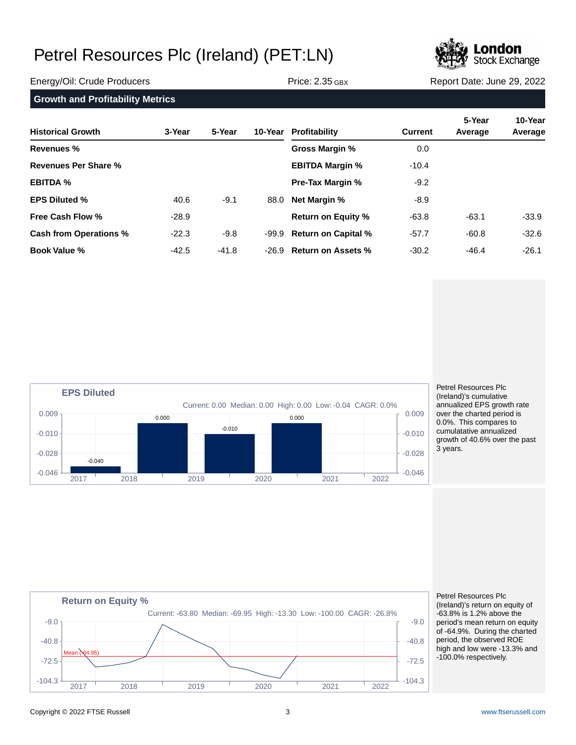# Petrel Resources Plc (Ireland) (PET:LN)

Energy/Oil: Crude Producers | Price: 2.35 GBX | Report Date: June 29, 2022

## Growth and Profitability Metrics

| Historical Growth | 3-Year | 5-Year | 10-Year | Profitability | Current | 5-Year Average | 10-Year Average |
|---|---|---|---|---|---|---|---|
| **Revenues %** | | | | **Gross Margin %** | 0.0 | | |
| **Revenues Per Share %** | | | | **EBITDA Margin %** | -10.4 | | |
| **EBITDA %** | | | | **Pre-Tax Margin %** | -9.2 | | |
| **EPS Diluted %** | 40.6 | -9.1 | 88.0 | **Net Margin %** | -8.9 | | |
| **Free Cash Flow %** | -28.9 | | | **Return on Equity %** | -63.8 | -63.1 | -33.9 |
| **Cash from Operations %** | -22.3 | -9.8 | -99.9 | **Return on Capital %** | -57.7 | -60.8 | -32.6 |
| **Book Value %** | -42.5 | -41.8 | -26.9 | **Return on Assets %** | -30.2 | -46.4 | -26.1 |

**EPS Diluted**

Current: 0.00 Median: 0.00 High: 0.00 Low: -0.04 CAGR: 0.0%

0.009
-0.010
-0.028
-0.046
-0.040
0.000
-0.010
0.000
2017 2018 2019 2020 2021 2022

Petrel Resources Plc (Ireland)'s cumulative annualized EPS growth rate over the charted period is 0.0%. This compares to cumulatative annualized growth of 40.6% over the past 3 years.

**Return on Equity %**

Current: -63.80 Median: -69.95 High: -13.30 Low: -100.00 CAGR: -26.8%

-9.0
-40.8
-72.5
-104.3
Mean (-64.95)
2017 2018 2019 2020 2021 2022

Petrel Resources Plc (Ireland)'s return on equity of -63.8% is 1.2% above the period's mean return on equity of -64.9%. During the charted period, the observed ROE high and low were -13.3% and -100.0% respectively.

Copyright © 2022 FTSE Russell

www.ftserussell.com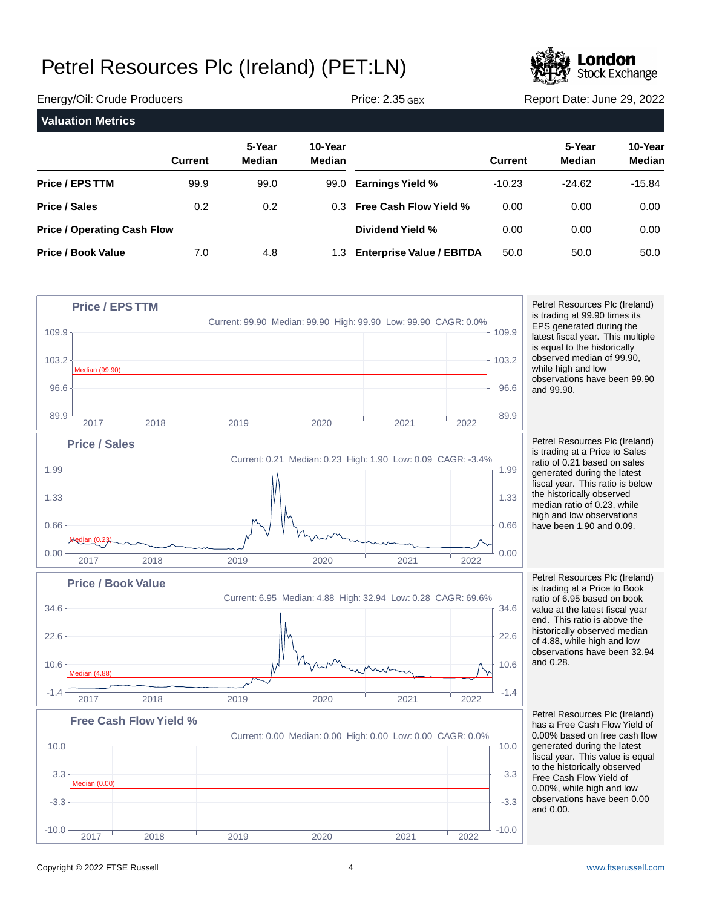# Petrel Resources Plc (Ireland) (PET:LN)

Energy/Oil: Crude Producers | Price: 2.35 GBX | Report Date: June 29, 2022

## Valuation Metrics

| | Current | 5-Year Median | 10-Year Median | | Current | 5-Year Median | 10-Year Median |
|---|---|---|---|---|---|---|---|
| **Price / EPS TTM** | 99.9 | 99.0 | 99.0 | **Earnings Yield %** | -10.23 | -24.62 | -15.84 |
| **Price / Sales** | 0.2 | 0.2 | 0.3 | **Free Cash Flow Yield %** | 0.00 | 0.00 | 0.00 |
| **Price / Operating Cash Flow** | | | | **Dividend Yield %** | 0.00 | 0.00 | 0.00 |
| **Price / Book Value** | 7.0 | 4.8 | 1.3 | **Enterprise Value / EBITDA** | 50.0 | 50.0 | 50.0 |

### Price / EPS TTM

Current: 99.90 Median: 99.90 High: 99.90 Low: 99.90 CAGR: 0.0%

Median (99.90)

109.9
103.2
96.6
89.9

2017 2018 2019 2020 2021 2022

Petrel Resources Plc (Ireland) is trading at 99.90 times its EPS generated during the latest fiscal year. This multiple is equal to the historically observed median of 99.90, while high and low observations have been 99.90 and 99.90.

### Price / Sales

Current: 0.21 Median: 0.23 High: 1.90 Low: 0.09 CAGR: -3.4%

Median (0.23)

1.99
1.33
0.66
0.00

2017 2018 2019 2020 2021 2022

Petrel Resources Plc (Ireland) is trading at a Price to Sales ratio of 0.21 based on sales generated during the latest fiscal year. This ratio is below the historically observed median ratio of 0.23, while high and low observations have been 1.90 and 0.09.

### Price / Book Value

Current: 6.95 Median: 4.88 High: 32.94 Low: 0.28 CAGR: 69.6%

Median (4.88)

34.6
22.6
10.6
-1.4

2017 2018 2019 2020 2021 2022

Petrel Resources Plc (Ireland) is trading at a Price to Book ratio of 6.95 based on book value at the latest fiscal year end. This ratio is above the historically observed median of 4.88, while high and low observations have been 32.94 and 0.28.

### Free Cash Flow Yield %

Current: 0.00 Median: 0.00 High: 0.00 Low: 0.00 CAGR: 0.0%

Median (0.00)

10.0
3.3
-3.3
-10.0

2017 2018 2019 2020 2021 2022

Petrel Resources Plc (Ireland) has a Free Cash Flow Yield of 0.00% based on free cash flow generated during the latest fiscal year. This value is equal to the historically observed Free Cash Flow Yield of 0.00%, while high and low observations have been 0.00 and 0.00.

Copyright © 2022 FTSE Russell | www.ftserussell.com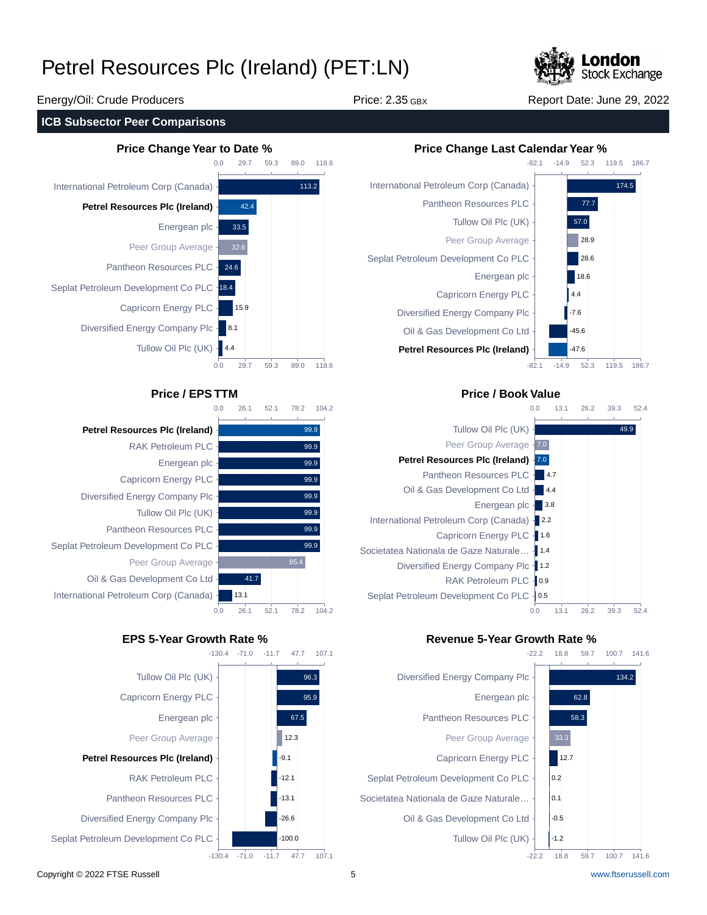# Petrel Resources Plc (Ireland) (PET:LN)

Energy/Oil: Crude Producers

Price: 2.35 GBX

Report Date: June 29, 2022

## ICB Subsector Peer Comparisons

### Price Change Year to Date %

0.0 29.7 59.3 89.0 118.6

International Petroleum Corp (Canada) 113.2
**Petrel Resources Plc (Ireland)** 42.4
Energean plc 33.5
Peer Group Average 32.6
Pantheon Resources PLC 24.6
Seplat Petroleum Development Co PLC 18.4
Capricorn Energy PLC 15.9
Diversified Energy Company Plc 8.1
Tullow Oil Plc (UK) 4.4

### Price Change Last Calendar Year %

-82.1 -14.9 52.3 119.5 186.7

International Petroleum Corp (Canada) 174.5
Pantheon Resources PLC 77.7
Tullow Oil Plc (UK) 57.0
Peer Group Average 28.9
Seplat Petroleum Development Co PLC 28.6
Energean plc 18.6
Capricorn Energy PLC 4.4
Diversified Energy Company Plc -7.6
Oil & Gas Development Co Ltd -45.6
**Petrel Resources Plc (Ireland)** -47.6

### Price / EPS TTM

0.0 26.1 52.1 78.2 104.2

**Petrel Resources Plc (Ireland)** 99.9
RAK Petroleum PLC 99.9
Energean plc 99.9
Capricorn Energy PLC 99.9
Diversified Energy Company Plc 99.9
Tullow Oil Plc (UK) 99.9
Pantheon Resources PLC 99.9
Seplat Petroleum Development Co PLC 99.9
Peer Group Average 85.4
Oil & Gas Development Co Ltd 41.7
International Petroleum Corp (Canada) 13.1

### Price / Book Value

0.0 13.1 26.2 39.3 52.4

Tullow Oil Plc (UK) 49.9
Peer Group Average 7.0
**Petrel Resources Plc (Ireland)** 7.0
Pantheon Resources PLC 4.7
Oil & Gas Development Co Ltd 4.4
Energean plc 3.8
International Petroleum Corp (Canada) 2.2
Capricorn Energy PLC 1.6
Societatea Nationala de Gaze Naturale… 1.4
Diversified Energy Company Plc 1.2
RAK Petroleum PLC 0.9
Seplat Petroleum Development Co PLC 0.5

### EPS 5-Year Growth Rate %

-130.4 -71.0 -11.7 47.7 107.1

Tullow Oil Plc (UK) 96.3
Capricorn Energy PLC 95.9
Energean plc 67.5
Peer Group Average 12.3
**Petrel Resources Plc (Ireland)** -9.1
RAK Petroleum PLC -12.1
Pantheon Resources PLC -13.1
Diversified Energy Company Plc -26.6
Seplat Petroleum Development Co PLC -100.0

### Revenue 5-Year Growth Rate %

-22.2 18.8 59.7 100.7 141.6

Diversified Energy Company Plc 134.2
Energean plc 62.8
Pantheon Resources PLC 58.3
Peer Group Average 33.3
Capricorn Energy PLC 12.7
Seplat Petroleum Development Co PLC 0.2
Societatea Nationala de Gaze Naturale… 0.1
Oil & Gas Development Co Ltd -0.5
Tullow Oil Plc (UK) -1.2

Copyright © 2022 FTSE Russell

www.ftserussell.com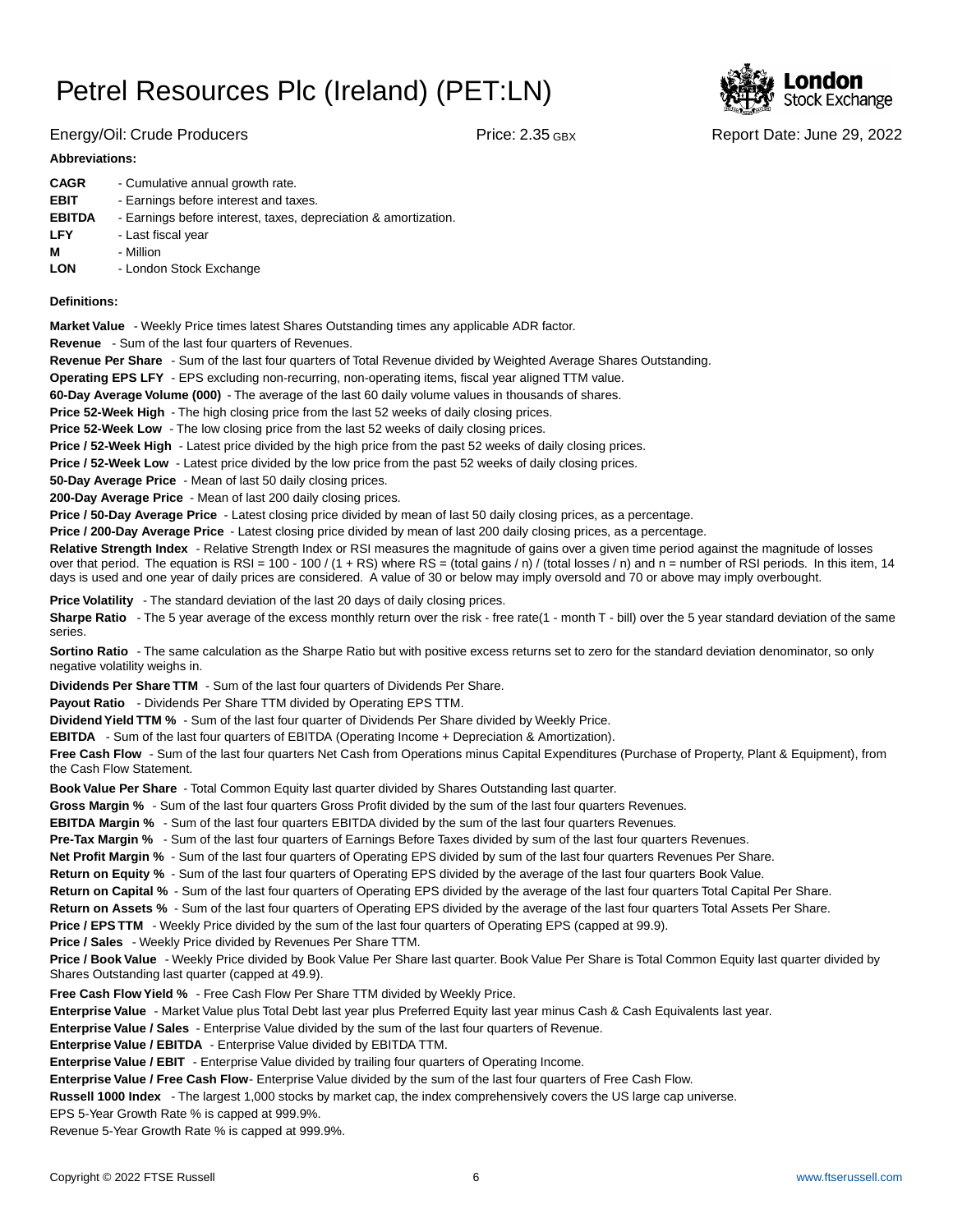# Petrel Resources Plc (Ireland) (PET:LN)

Energy/Oil: Crude Producers | Price: 2.35 GBX | Report Date: June 29, 2022

**Abbreviations:**

| | |
|---|---|
| **CAGR** | - Cumulative annual growth rate. |
| **EBIT** | - Earnings before interest and taxes. |
| **EBITDA** | - Earnings before interest, taxes, depreciation & amortization. |
| **LFY** | - Last fiscal year |
| **M** | - Million |
| **LON** | - London Stock Exchange |

**Definitions:**

**Market Value** - Weekly Price times latest Shares Outstanding times any applicable ADR factor.

**Revenue** - Sum of the last four quarters of Revenues.

**Revenue Per Share** - Sum of the last four quarters of Total Revenue divided by Weighted Average Shares Outstanding.

**Operating EPS LFY** - EPS excluding non-recurring, non-operating items, fiscal year aligned TTM value.

**60-Day Average Volume (000)** - The average of the last 60 daily volume values in thousands of shares.

**Price 52-Week High** - The high closing price from the last 52 weeks of daily closing prices.

**Price 52-Week Low** - The low closing price from the last 52 weeks of daily closing prices.

**Price / 52-Week High** - Latest price divided by the high price from the past 52 weeks of daily closing prices.

**Price / 52-Week Low** - Latest price divided by the low price from the past 52 weeks of daily closing prices.

**50-Day Average Price** - Mean of last 50 daily closing prices.

**200-Day Average Price** - Mean of last 200 daily closing prices.

**Price / 50-Day Average Price** - Latest closing price divided by mean of last 50 daily closing prices, as a percentage.

**Price / 200-Day Average Price** - Latest closing price divided by mean of last 200 daily closing prices, as a percentage.

**Relative Strength Index** - Relative Strength Index or RSI measures the magnitude of gains over a given time period against the magnitude of losses over that period. The equation is RSI = 100 - 100 / (1 + RS) where RS = (total gains / n) / (total losses / n) and n = number of RSI periods. In this item, 14 days is used and one year of daily prices are considered. A value of 30 or below may imply oversold and 70 or above may imply overbought.

**Price Volatility** - The standard deviation of the last 20 days of daily closing prices.

**Sharpe Ratio** - The 5 year average of the excess monthly return over the risk - free rate(1 - month T - bill) over the 5 year standard deviation of the same series.

**Sortino Ratio** - The same calculation as the Sharpe Ratio but with positive excess returns set to zero for the standard deviation denominator, so only negative volatility weighs in.

**Dividends Per Share TTM** - Sum of the last four quarters of Dividends Per Share.

**Payout Ratio** - Dividends Per Share TTM divided by Operating EPS TTM.

**Dividend Yield TTM %** - Sum of the last four quarter of Dividends Per Share divided by Weekly Price.

**EBITDA** - Sum of the last four quarters of EBITDA (Operating Income + Depreciation & Amortization).

**Free Cash Flow** - Sum of the last four quarters Net Cash from Operations minus Capital Expenditures (Purchase of Property, Plant & Equipment), from the Cash Flow Statement.

**Book Value Per Share** - Total Common Equity last quarter divided by Shares Outstanding last quarter.

**Gross Margin %** - Sum of the last four quarters Gross Profit divided by the sum of the last four quarters Revenues.

**EBITDA Margin %** - Sum of the last four quarters EBITDA divided by the sum of the last four quarters Revenues.

**Pre-Tax Margin %** - Sum of the last four quarters of Earnings Before Taxes divided by sum of the last four quarters Revenues.

**Net Profit Margin %** - Sum of the last four quarters of Operating EPS divided by sum of the last four quarters Revenues Per Share.

**Return on Equity %** - Sum of the last four quarters of Operating EPS divided by the average of the last four quarters Book Value.

**Return on Capital %** - Sum of the last four quarters of Operating EPS divided by the average of the last four quarters Total Capital Per Share.

**Return on Assets %** - Sum of the last four quarters of Operating EPS divided by the average of the last four quarters Total Assets Per Share.

**Price / EPS TTM** - Weekly Price divided by the sum of the last four quarters of Operating EPS (capped at 99.9).

**Price / Sales** - Weekly Price divided by Revenues Per Share TTM.

**Price / Book Value** - Weekly Price divided by Book Value Per Share last quarter. Book Value Per Share is Total Common Equity last quarter divided by Shares Outstanding last quarter (capped at 49.9).

**Free Cash Flow Yield %** - Free Cash Flow Per Share TTM divided by Weekly Price.

**Enterprise Value** - Market Value plus Total Debt last year plus Preferred Equity last year minus Cash & Cash Equivalents last year.

**Enterprise Value / Sales** - Enterprise Value divided by the sum of the last four quarters of Revenue.

**Enterprise Value / EBITDA** - Enterprise Value divided by EBITDA TTM.

**Enterprise Value / EBIT** - Enterprise Value divided by trailing four quarters of Operating Income.

**Enterprise Value / Free Cash Flow**- Enterprise Value divided by the sum of the last four quarters of Free Cash Flow.

**Russell 1000 Index** - The largest 1,000 stocks by market cap, the index comprehensively covers the US large cap universe.

EPS 5-Year Growth Rate % is capped at 999.9%.

Revenue 5-Year Growth Rate % is capped at 999.9%.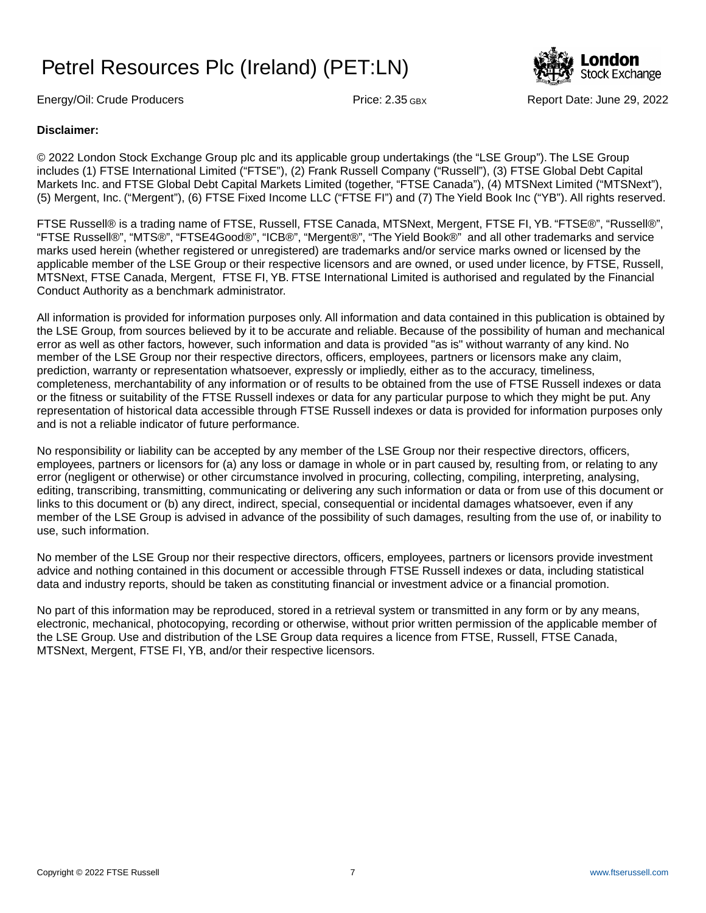# Petrel Resources Plc (Ireland) (PET:LN)

Energy/Oil: Crude Producers | Price: 2.35 GBX | Report Date: June 29, 2022

**Disclaimer:**

© 2022 London Stock Exchange Group plc and its applicable group undertakings (the "LSE Group"). The LSE Group includes (1) FTSE International Limited ("FTSE"), (2) Frank Russell Company ("Russell"), (3) FTSE Global Debt Capital Markets Inc. and FTSE Global Debt Capital Markets Limited (together, "FTSE Canada"), (4) MTSNext Limited ("MTSNext"), (5) Mergent, Inc. ("Mergent"), (6) FTSE Fixed Income LLC ("FTSE FI") and (7) The Yield Book Inc ("YB"). All rights reserved.

FTSE Russell® is a trading name of FTSE, Russell, FTSE Canada, MTSNext, Mergent, FTSE FI, YB. "FTSE®", "Russell®", "FTSE Russell®", "MTS®", "FTSE4Good®", "ICB®", "Mergent®", "The Yield Book®" and all other trademarks and service marks used herein (whether registered or unregistered) are trademarks and/or service marks owned or licensed by the applicable member of the LSE Group or their respective licensors and are owned, or used under licence, by FTSE, Russell, MTSNext, FTSE Canada, Mergent, FTSE FI, YB. FTSE International Limited is authorised and regulated by the Financial Conduct Authority as a benchmark administrator.

All information is provided for information purposes only. All information and data contained in this publication is obtained by the LSE Group, from sources believed by it to be accurate and reliable. Because of the possibility of human and mechanical error as well as other factors, however, such information and data is provided "as is" without warranty of any kind. No member of the LSE Group nor their respective directors, officers, employees, partners or licensors make any claim, prediction, warranty or representation whatsoever, expressly or impliedly, either as to the accuracy, timeliness, completeness, merchantability of any information or of results to be obtained from the use of FTSE Russell indexes or data or the fitness or suitability of the FTSE Russell indexes or data for any particular purpose to which they might be put. Any representation of historical data accessible through FTSE Russell indexes or data is provided for information purposes only and is not a reliable indicator of future performance.

No responsibility or liability can be accepted by any member of the LSE Group nor their respective directors, officers, employees, partners or licensors for (a) any loss or damage in whole or in part caused by, resulting from, or relating to any error (negligent or otherwise) or other circumstance involved in procuring, collecting, compiling, interpreting, analysing, editing, transcribing, transmitting, communicating or delivering any such information or data or from use of this document or links to this document or (b) any direct, indirect, special, consequential or incidental damages whatsoever, even if any member of the LSE Group is advised in advance of the possibility of such damages, resulting from the use of, or inability to use, such information.

No member of the LSE Group nor their respective directors, officers, employees, partners or licensors provide investment advice and nothing contained in this document or accessible through FTSE Russell indexes or data, including statistical data and industry reports, should be taken as constituting financial or investment advice or a financial promotion.

No part of this information may be reproduced, stored in a retrieval system or transmitted in any form or by any means, electronic, mechanical, photocopying, recording or otherwise, without prior written permission of the applicable member of the LSE Group. Use and distribution of the LSE Group data requires a licence from FTSE, Russell, FTSE Canada, MTSNext, Mergent, FTSE FI, YB, and/or their respective licensors.